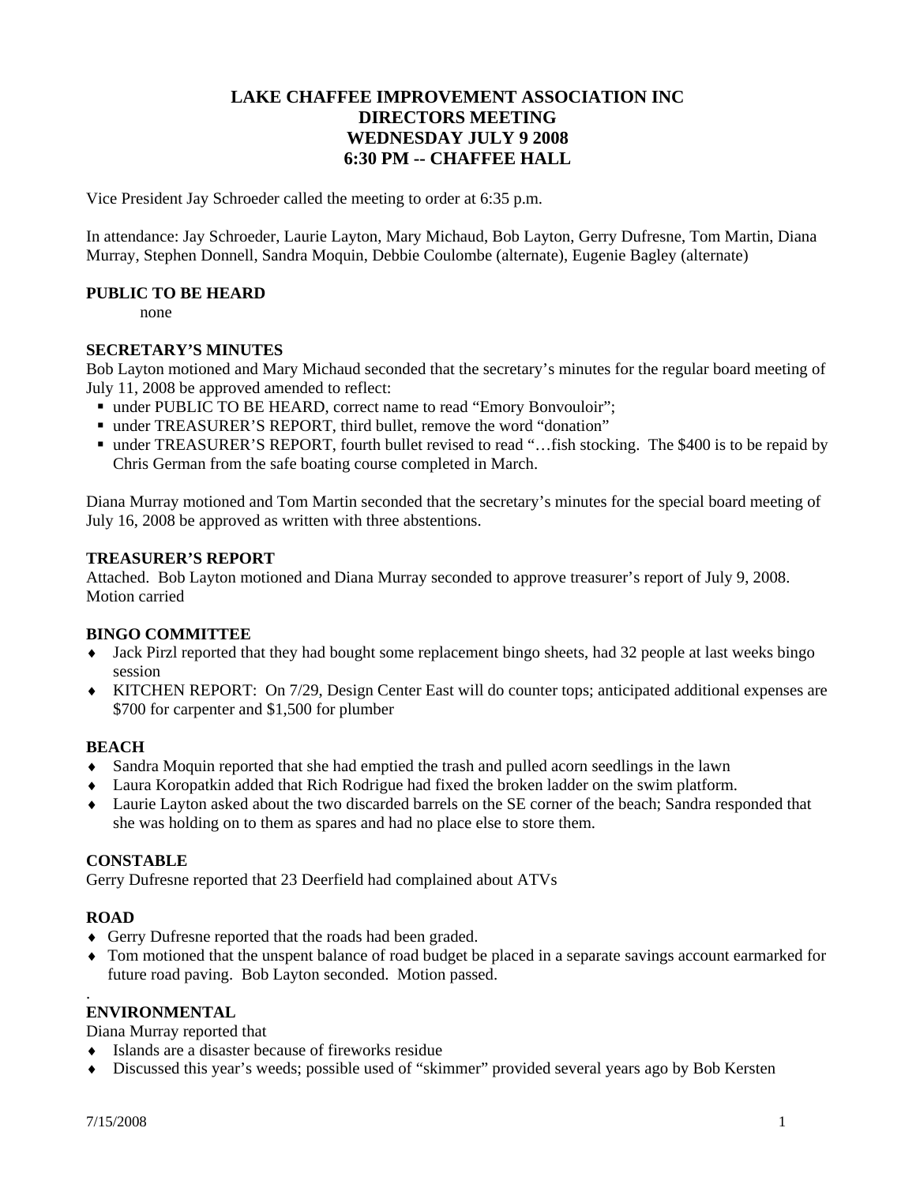# LAKE CHAFFEE IMPROVEMENT ASSOCIATION INC
# DIRECTORS MEETING
# WEDNESDAY JULY 9 2008
# 6:30 PM -- CHAFFEE HALL

Vice President Jay Schroeder called the meeting to order at 6:35 p.m.

In attendance: Jay Schroeder, Laurie Layton, Mary Michaud, Bob Layton, Gerry Dufresne, Tom Martin, Diana Murray, Stephen Donnell, Sandra Moquin, Debbie Coulombe (alternate), Eugenie Bagley (alternate)

### PUBLIC TO BE HEARD

none

### SECRETARY'S MINUTES

Bob Layton motioned and Mary Michaud seconded that the secretary's minutes for the regular board meeting of July 11, 2008 be approved amended to reflect:

- under PUBLIC TO BE HEARD, correct name to read "Emory Bonvouloir";
- under TREASURER'S REPORT, third bullet, remove the word "donation"
- under TREASURER'S REPORT, fourth bullet revised to read "…fish stocking. The $400 is to be repaid by Chris German from the safe boating course completed in March.

Diana Murray motioned and Tom Martin seconded that the secretary's minutes for the special board meeting of July 16, 2008 be approved as written with three abstentions.

### TREASURER'S REPORT

Attached. Bob Layton motioned and Diana Murray seconded to approve treasurer's report of July 9, 2008. Motion carried

### BINGO COMMITTEE

- Jack Pirzl reported that they had bought some replacement bingo sheets, had 32 people at last weeks bingo session
- KITCHEN REPORT: On 7/29, Design Center East will do counter tops; anticipated additional expenses are $700 for carpenter and $1,500 for plumber

### BEACH

- Sandra Moquin reported that she had emptied the trash and pulled acorn seedlings in the lawn
- Laura Koropatkin added that Rich Rodrigue had fixed the broken ladder on the swim platform.
- Laurie Layton asked about the two discarded barrels on the SE corner of the beach; Sandra responded that she was holding on to them as spares and had no place else to store them.

### CONSTABLE

Gerry Dufresne reported that 23 Deerfield had complained about ATVs

### ROAD

- Gerry Dufresne reported that the roads had been graded.
- Tom motioned that the unspent balance of road budget be placed in a separate savings account earmarked for future road paving. Bob Layton seconded. Motion passed.

.

### ENVIRONMENTAL

Diana Murray reported that

- Islands are a disaster because of fireworks residue
- Discussed this year's weeds; possible used of "skimmer" provided several years ago by Bob Kersten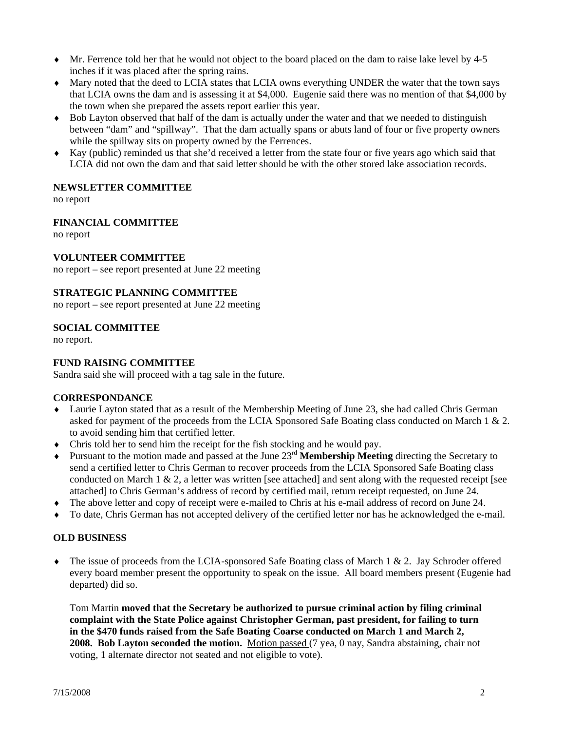- Mr. Ferrence told her that he would not object to the board placed on the dam to raise lake level by 4-5 inches if it was placed after the spring rains.
- Mary noted that the deed to LCIA states that LCIA owns everything UNDER the water that the town says that LCIA owns the dam and is assessing it at $4,000. Eugenie said there was no mention of that $4,000 by the town when she prepared the assets report earlier this year.
- Bob Layton observed that half of the dam is actually under the water and that we needed to distinguish between "dam" and "spillway". That the dam actually spans or abuts land of four or five property owners while the spillway sits on property owned by the Ferrences.
- Kay (public) reminded us that she'd received a letter from the state four or five years ago which said that LCIA did not own the dam and that said letter should be with the other stored lake association records.

**NEWSLETTER COMMITTEE**
no report

**FINANCIAL COMMITTEE**
no report

**VOLUNTEER COMMITTEE**
no report – see report presented at June 22 meeting

**STRATEGIC PLANNING COMMITTEE**
no report – see report presented at June 22 meeting

**SOCIAL COMMITTEE**
no report.

**FUND RAISING COMMITTEE**
Sandra said she will proceed with a tag sale in the future.

**CORRESPONDANCE**

- Laurie Layton stated that as a result of the Membership Meeting of June 23, she had called Chris German asked for payment of the proceeds from the LCIA Sponsored Safe Boating class conducted on March 1 & 2. to avoid sending him that certified letter.
- Chris told her to send him the receipt for the fish stocking and he would pay.
- Pursuant to the motion made and passed at the June 23rd **Membership Meeting** directing the Secretary to send a certified letter to Chris German to recover proceeds from the LCIA Sponsored Safe Boating class conducted on March 1 & 2, a letter was written [see attached] and sent along with the requested receipt [see attached] to Chris German's address of record by certified mail, return receipt requested, on June 24.
- The above letter and copy of receipt were e-mailed to Chris at his e-mail address of record on June 24.
- To date, Chris German has not accepted delivery of the certified letter nor has he acknowledged the e-mail.

**OLD BUSINESS**

- The issue of proceeds from the LCIA-sponsored Safe Boating class of March 1 & 2. Jay Schroder offered every board member present the opportunity to speak on the issue. All board members present (Eugenie had departed) did so.

  Tom Martin **moved that the Secretary be authorized to pursue criminal action by filing criminal complaint with the State Police against Christopher German, past president, for failing to turn in the $470 funds raised from the Safe Boating Coarse conducted on March 1 and March 2, 2008. Bob Layton seconded the motion.** Motion passed (7 yea, 0 nay, Sandra abstaining, chair not voting, 1 alternate director not seated and not eligible to vote).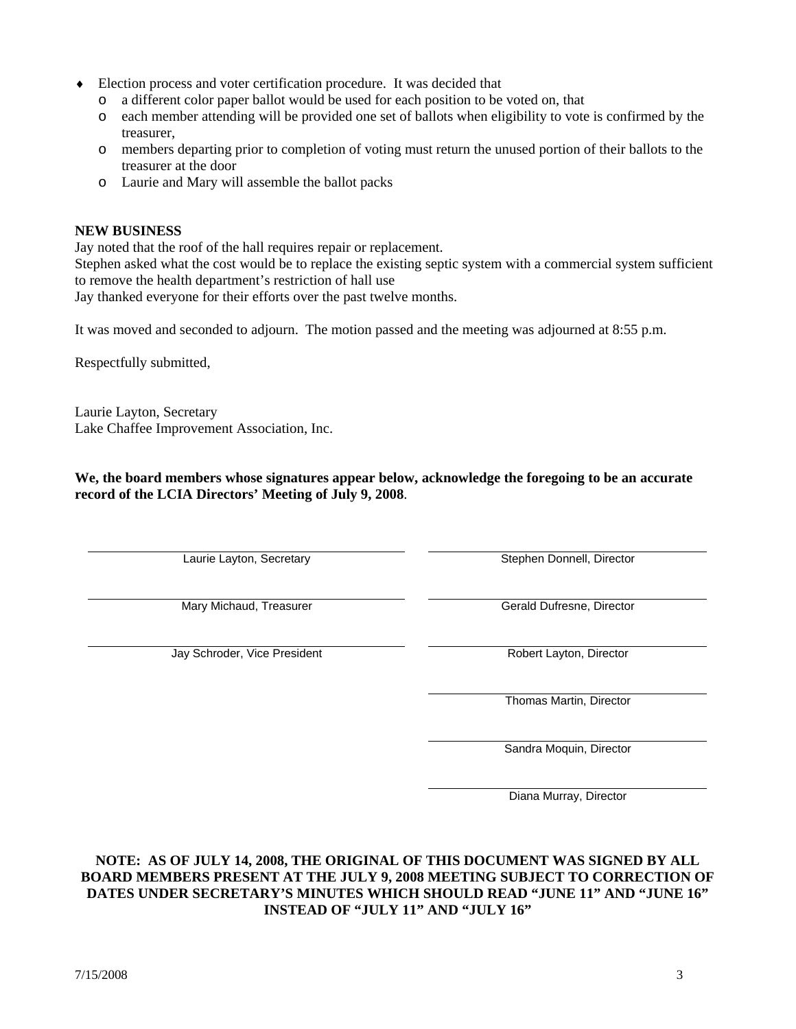- Election process and voter certification procedure. It was decided that
  - a different color paper ballot would be used for each position to be voted on, that
  - each member attending will be provided one set of ballots when eligibility to vote is confirmed by the treasurer,
  - members departing prior to completion of voting must return the unused portion of their ballots to the treasurer at the door
  - Laurie and Mary will assemble the ballot packs

**NEW BUSINESS**

Jay noted that the roof of the hall requires repair or replacement.

Stephen asked what the cost would be to replace the existing septic system with a commercial system sufficient to remove the health department's restriction of hall use

Jay thanked everyone for their efforts over the past twelve months.

It was moved and seconded to adjourn. The motion passed and the meeting was adjourned at 8:55 p.m.

Respectfully submitted,

Laurie Layton, Secretary
Lake Chaffee Improvement Association, Inc.

**We, the board members whose signatures appear below, acknowledge the foregoing to be an accurate record of the LCIA Directors' Meeting of July 9, 2008**.

| | |
|---|---|
| Laurie Layton, Secretary | Stephen Donnell, Director |
| Mary Michaud, Treasurer | Gerald Dufresne, Director |
| Jay Schroder, Vice President | Robert Layton, Director |
| | Thomas Martin, Director |
| | Sandra Moquin, Director |
| | Diana Murray, Director |

**NOTE: AS OF JULY 14, 2008, THE ORIGINAL OF THIS DOCUMENT WAS SIGNED BY ALL BOARD MEMBERS PRESENT AT THE JULY 9, 2008 MEETING SUBJECT TO CORRECTION OF DATES UNDER SECRETARY'S MINUTES WHICH SHOULD READ "JUNE 11" AND "JUNE 16" INSTEAD OF "JULY 11" AND "JULY 16"**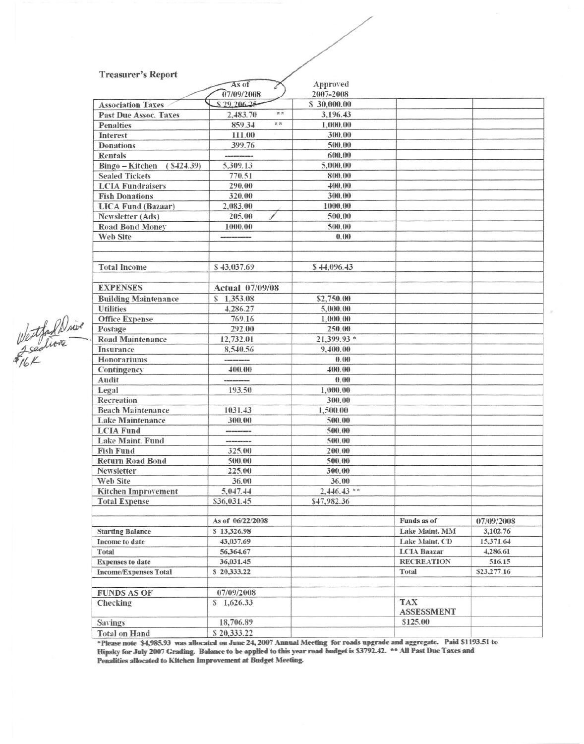**Treasurer's Report**

| | As of 07/09/2008 | Approved 2007-2008 | | |
|---|---|---|---|---|
| Association Taxes | $ 29,206.25 | $ 30,000.00 | | |
| Past Due Assoc. Taxes | 2,483.70 ** | 3,196.43 | | |
| Penalties | 859.34 ** | 1,000.00 | | |
| Interest | 111.00 | 300.00 | | |
| Donations | 399.76 | 500.00 | | |
| Rentals | -------- | 600.00 | | |
| Bingo – Kitchen ($424.39) | 5,309.13 | 5,000.00 | | |
| Sealed Tickets | 770.51 | 800.00 | | |
| LCIA Fundraisers | 290.00 | 400.00 | | |
| Fish Donations | 320.00 | 300.00 | | |
| LICA Fund (Bazaar) | 2,083.00 | 1000.00 | | |
| Newsletter (Ads) | 205.00 | 500.00 | | |
| Road Bond Money | 1000.00 | 500.00 | | |
| Web Site | -------- | 0.00 | | |
| | | | | |
| Total Income | $ 43,037.69 | $ 44,096.43 | | |
| | | | | |
| EXPENSES | Actual 07/09/08 | | | |
| Building Maintenance | $ 1,353.08 | $2,750.00 | | |
| Utilities | 4,286.27 | 5,000.00 | | |
| Office Expense | 769.16 | 1,000.00 | | |
| Postage | 292.00 | 250.00 | | |
| Road Maintenance | 12,732.01 | 21,399.93 * | | |
| Insurance | 8,540.56 | 9,400.00 | | |
| Honorariums | -------- | 0.00 | | |
| Contingency | 400.00 | 400.00 | | |
| Audit | -------- | 0.00 | | |
| Legal | 193.50 | 1,000.00 | | |
| Recreation | | 300.00 | | |
| Beach Maintenance | 1031.43 | 1,500.00 | | |
| Lake Maintenance | 300.00 | 500.00 | | |
| LCIA Fund | -------- | 500.00 | | |
| Lake Maint. Fund | -------- | 500.00 | | |
| Fish Fund | 325.00 | 200.00 | | |
| Return Road Bond | 500.00 | 500.00 | | |
| Newsletter | 225.00 | 300.00 | | |
| Web Site | 36.00 | 36.00 | | |
| Kitchen Improvement | 5,047.44 | 2,446.43 ** | | |
| Total Expense | $36,031.45 | $47,982.36 | | |
| | | | | |
| | As of 06/22/2008 | | Funds as of | 07/09/2008 |
| Starting Balance | $ 13,326.98 | | Lake Maint. MM | 3,102.76 |
| Income to date | 43,037.69 | | Lake Maint. CD | 15,371.64 |
| Total | 56,364.67 | | LCIA Baazar | 4,286.61 |
| Expenses to date | 36,031.45 | | RECREATION | 516.15 |
| Income/Expenses Total | $ 20,333.22 | | Total | $23,277.16 |
| | | | | |
| FUNDS AS OF | 07/09/2008 | | | |
| Checking | $ 1,626.33 | | TAX ASSESSMENT | |
| Savings | 18,706.89 | | $125.00 | |
| Total on Hand | $ 20,333.22 | | | |

Westford Drive
2 sections
$16K

**\*Please note $4,985.93 was allocated on June 24, 2007 Annual Meeting for roads upgrade and aggregate. Paid $1193.51 to Hipsky for July 2007 Grading. Balance to be applied to this year road budget is $3792.42. \*\* All Past Due Taxes and Penalities allocated to Kitchen Improvement at Budget Meeting.**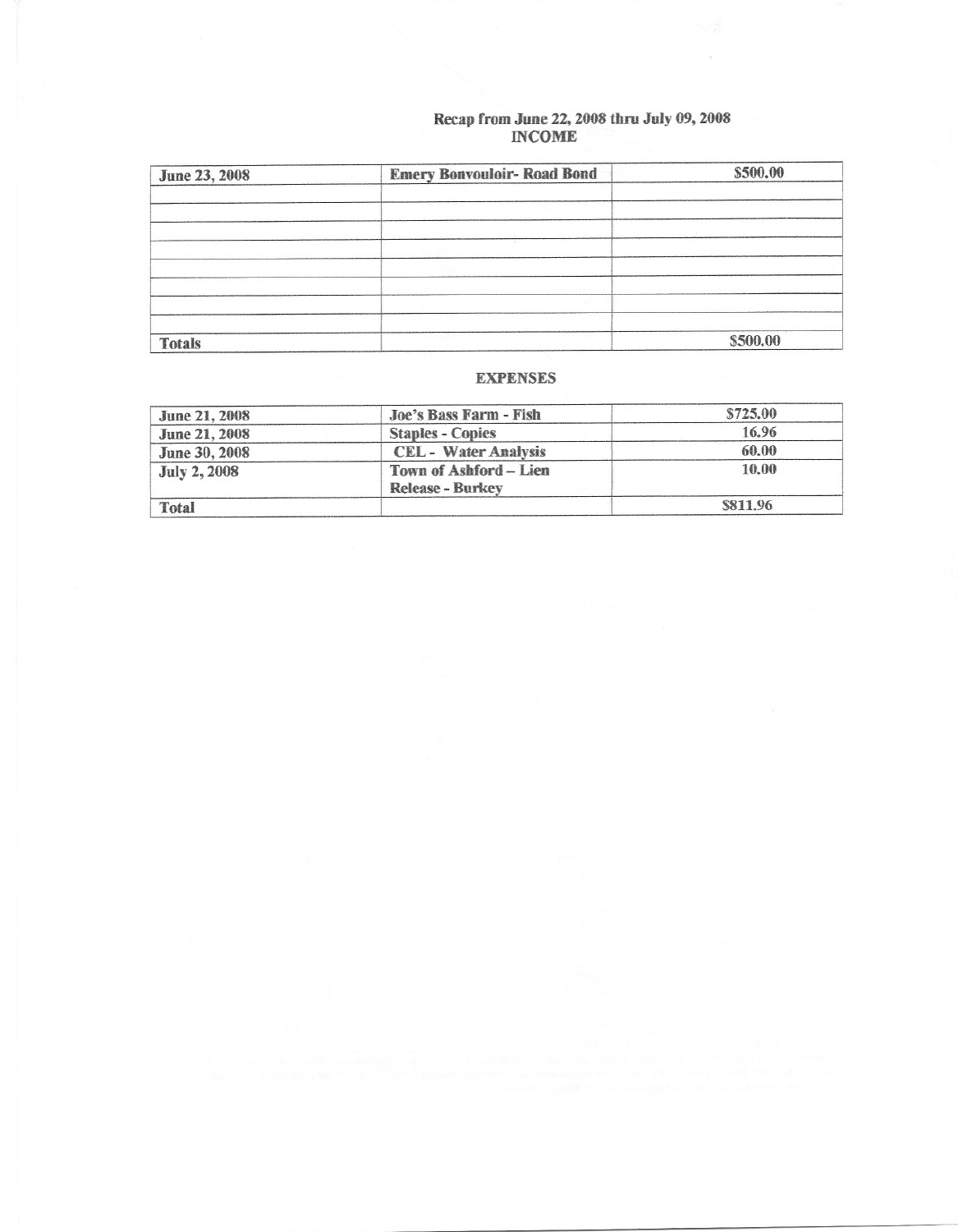## Recap from June 22, 2008 thru July 09, 2008

### INCOME

| | | |
|---|---|---|
| June 23, 2008 | Emery Bonvouloir- Road Bond | $500.00 |
| | | |
| | | |
| | | |
| | | |
| | | |
| | | |
| | | |
| Totals | | $500.00 |

### EXPENSES

| | | |
|---|---|---|
| June 21, 2008 | Joe's Bass Farm - Fish | $725.00 |
| June 21, 2008 | Staples - Copies | 16.96 |
| June 30, 2008 | CEL - Water Analysis | 60.00 |
| July 2, 2008 | Town of Ashford – Lien Release - Burkey | 10.00 |
| Total | | $811.96 |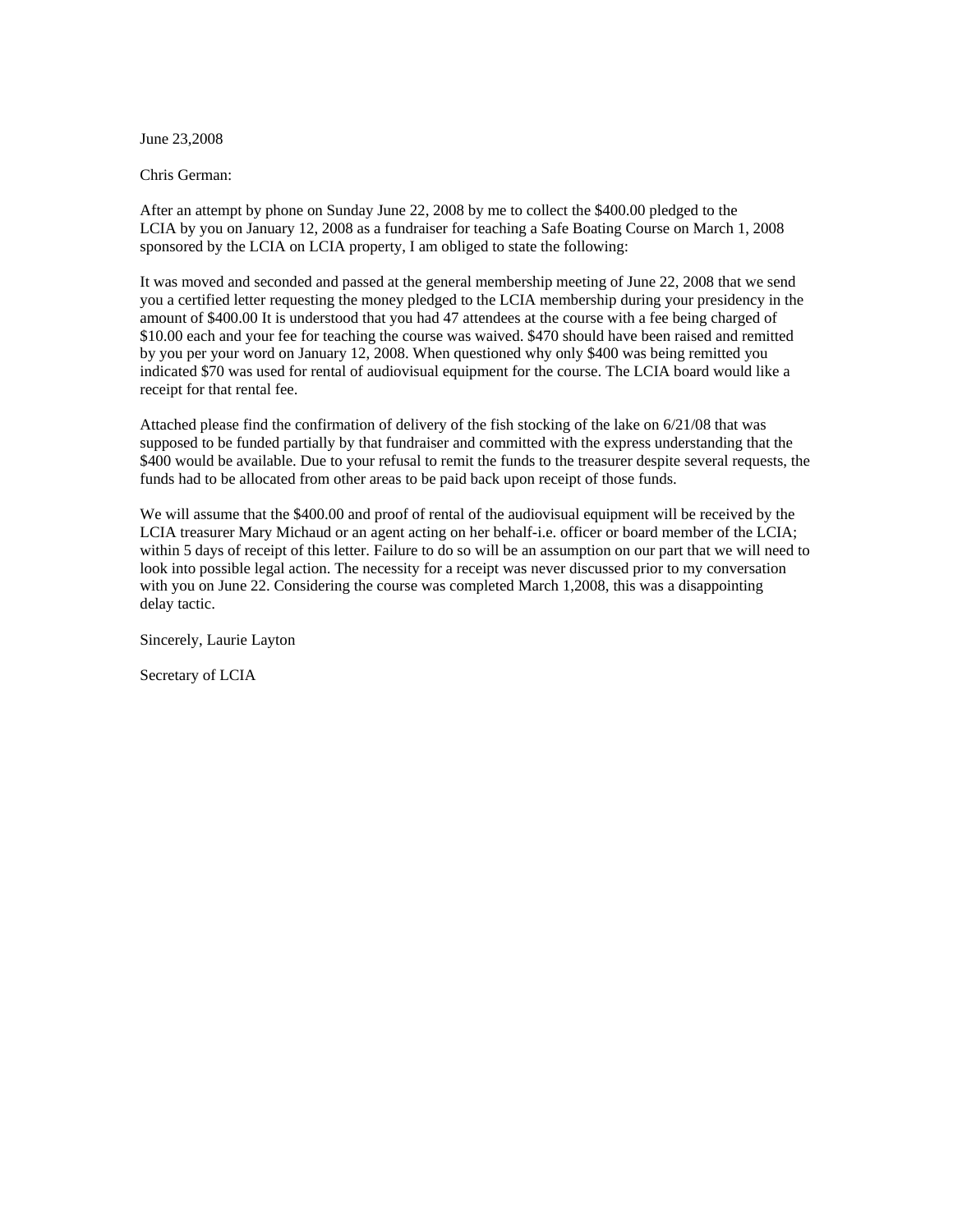June 23,2008

Chris German:

After an attempt by phone on Sunday June 22, 2008 by me to collect the $400.00 pledged to the LCIA by you on January 12, 2008 as a fundraiser for teaching a Safe Boating Course on March 1, 2008 sponsored by the LCIA on LCIA property, I am obliged to state the following:

It was moved and seconded and passed at the general membership meeting of June 22, 2008 that we send you a certified letter requesting the money pledged to the LCIA membership during your presidency in the amount of $400.00 It is understood that you had 47 attendees at the course with a fee being charged of $10.00 each and your fee for teaching the course was waived. $470 should have been raised and remitted by you per your word on January 12, 2008. When questioned why only $400 was being remitted you indicated $70 was used for rental of audiovisual equipment for the course. The LCIA board would like a receipt for that rental fee.

Attached please find the confirmation of delivery of the fish stocking of the lake on 6/21/08 that was supposed to be funded partially by that fundraiser and committed with the express understanding that the $400 would be available. Due to your refusal to remit the funds to the treasurer despite several requests, the funds had to be allocated from other areas to be paid back upon receipt of those funds.

We will assume that the $400.00 and proof of rental of the audiovisual equipment will be received by the LCIA treasurer Mary Michaud or an agent acting on her behalf-i.e. officer or board member of the LCIA; within 5 days of receipt of this letter. Failure to do so will be an assumption on our part that we will need to look into possible legal action. The necessity for a receipt was never discussed prior to my conversation with you on June 22. Considering the course was completed March 1,2008, this was a disappointing delay tactic.

Sincerely, Laurie Layton

Secretary of LCIA